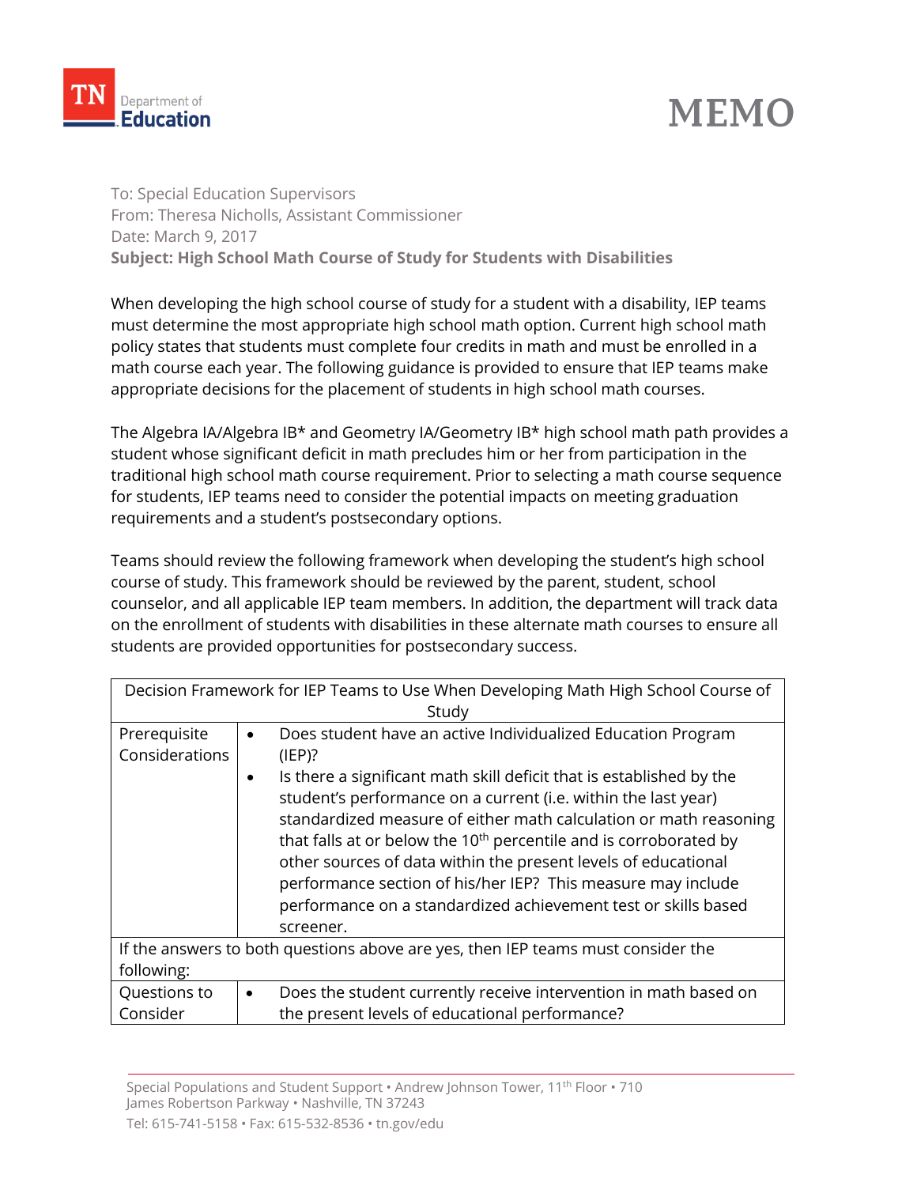TN Department of Education

# MEMO

To: Special Education Supervisors
From: Theresa Nicholls, Assistant Commissioner
Date: March 9, 2017
**Subject: High School Math Course of Study for Students with Disabilities**

When developing the high school course of study for a student with a disability, IEP teams must determine the most appropriate high school math option. Current high school math policy states that students must complete four credits in math and must be enrolled in a math course each year. The following guidance is provided to ensure that IEP teams make appropriate decisions for the placement of students in high school math courses.

The Algebra IA/Algebra IB* and Geometry IA/Geometry IB* high school math path provides a student whose significant deficit in math precludes him or her from participation in the traditional high school math course requirement. Prior to selecting a math course sequence for students, IEP teams need to consider the potential impacts on meeting graduation requirements and a student's postsecondary options.

Teams should review the following framework when developing the student's high school course of study. This framework should be reviewed by the parent, student, school counselor, and all applicable IEP team members. In addition, the department will track data on the enrollment of students with disabilities in these alternate math courses to ensure all students are provided opportunities for postsecondary success.

| Decision Framework for IEP Teams to Use When Developing Math High School Course of Study | |
|---|---|
| Prerequisite Considerations | • Does student have an active Individualized Education Program (IEP)?<br>• Is there a significant math skill deficit that is established by the student's performance on a current (i.e. within the last year) standardized measure of either math calculation or math reasoning that falls at or below the 10th percentile and is corroborated by other sources of data within the present levels of educational performance section of his/her IEP? This measure may include performance on a standardized achievement test or skills based screener. |
| If the answers to both questions above are yes, then IEP teams must consider the following: | |
| Questions to Consider | • Does the student currently receive intervention in math based on the present levels of educational performance? |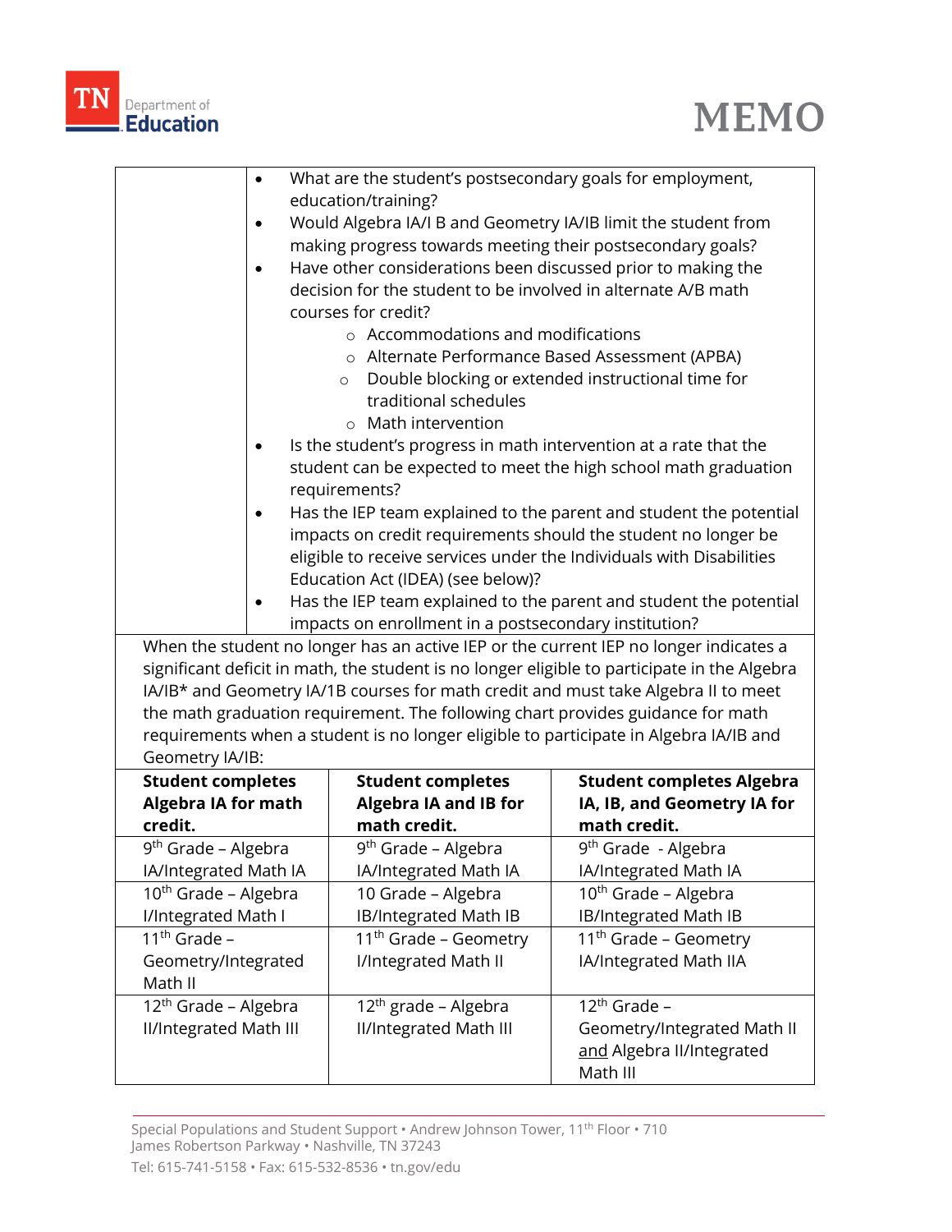- What are the student's postsecondary goals for employment, education/training?
- Would Algebra IA/I B and Geometry IA/IB limit the student from making progress towards meeting their postsecondary goals?
- Have other considerations been discussed prior to making the decision for the student to be involved in alternate A/B math courses for credit?
  - Accommodations and modifications
  - Alternate Performance Based Assessment (APBA)
  - Double blocking or extended instructional time for traditional schedules
  - Math intervention
- Is the student's progress in math intervention at a rate that the student can be expected to meet the high school math graduation requirements?
- Has the IEP team explained to the parent and student the potential impacts on credit requirements should the student no longer be eligible to receive services under the Individuals with Disabilities Education Act (IDEA) (see below)?
- Has the IEP team explained to the parent and student the potential impacts on enrollment in a postsecondary institution?

When the student no longer has an active IEP or the current IEP no longer indicates a significant deficit in math, the student is no longer eligible to participate in the Algebra IA/IB* and Geometry IA/1B courses for math credit and must take Algebra II to meet the math graduation requirement. The following chart provides guidance for math requirements when a student is no longer eligible to participate in Algebra IA/IB and Geometry IA/IB:

| **Student completes Algebra IA for math credit.** | **Student completes Algebra IA and IB for math credit.** | **Student completes Algebra IA, IB, and Geometry IA for math credit.** |
|---|---|---|
| 9th Grade – Algebra IA/Integrated Math IA | 9th Grade – Algebra IA/Integrated Math IA | 9th Grade - Algebra IA/Integrated Math IA |
| 10th Grade – Algebra I/Integrated Math I | 10 Grade – Algebra IB/Integrated Math IB | 10th Grade – Algebra IB/Integrated Math IB |
| 11th Grade – Geometry/Integrated Math II | 11th Grade – Geometry I/Integrated Math II | 11th Grade – Geometry IA/Integrated Math IIA |
| 12th Grade – Algebra II/Integrated Math III | 12th grade – Algebra II/Integrated Math III | 12th Grade – Geometry/Integrated Math II <u>and</u> Algebra II/Integrated Math III |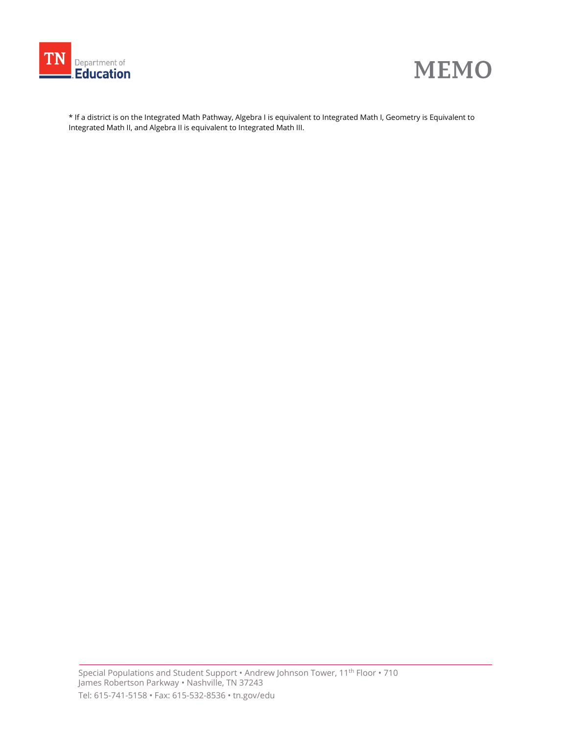* If a district is on the Integrated Math Pathway, Algebra I is equivalent to Integrated Math I, Geometry is Equivalent to Integrated Math II, and Algebra II is equivalent to Integrated Math III.